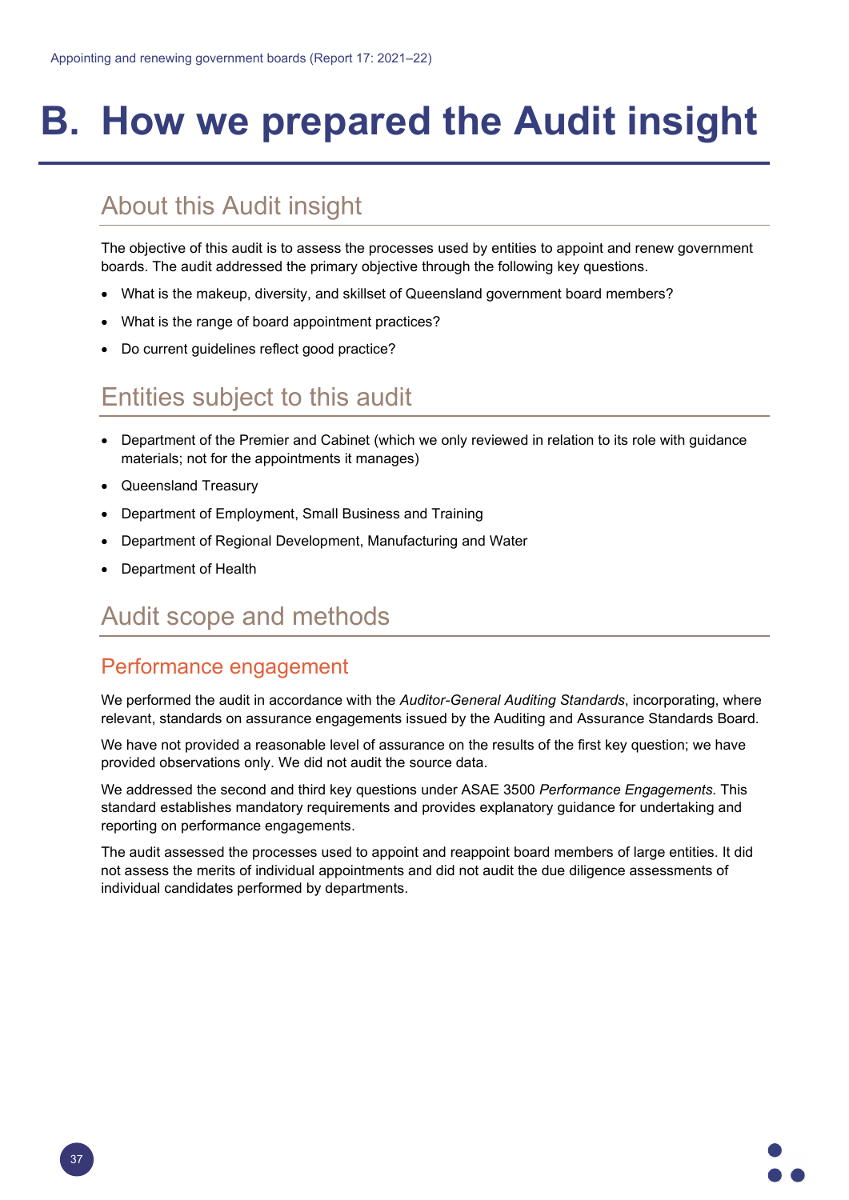# B. How we prepared the Audit insight

## About this Audit insight

The objective of this audit is to assess the processes used by entities to appoint and renew government boards. The audit addressed the primary objective through the following key questions.

- What is the makeup, diversity, and skillset of Queensland government board members?
- What is the range of board appointment practices?
- Do current guidelines reflect good practice?

## Entities subject to this audit

- Department of the Premier and Cabinet (which we only reviewed in relation to its role with guidance materials; not for the appointments it manages)
- Queensland Treasury
- Department of Employment, Small Business and Training
- Department of Regional Development, Manufacturing and Water
- Department of Health

## Audit scope and methods

### Performance engagement

We performed the audit in accordance with the *Auditor-General Auditing Standards*, incorporating, where relevant, standards on assurance engagements issued by the Auditing and Assurance Standards Board.

We have not provided a reasonable level of assurance on the results of the first key question; we have provided observations only. We did not audit the source data.

We addressed the second and third key questions under ASAE 3500 *Performance Engagements.* This standard establishes mandatory requirements and provides explanatory guidance for undertaking and reporting on performance engagements.

The audit assessed the processes used to appoint and reappoint board members of large entities. It did not assess the merits of individual appointments and did not audit the due diligence assessments of individual candidates performed by departments.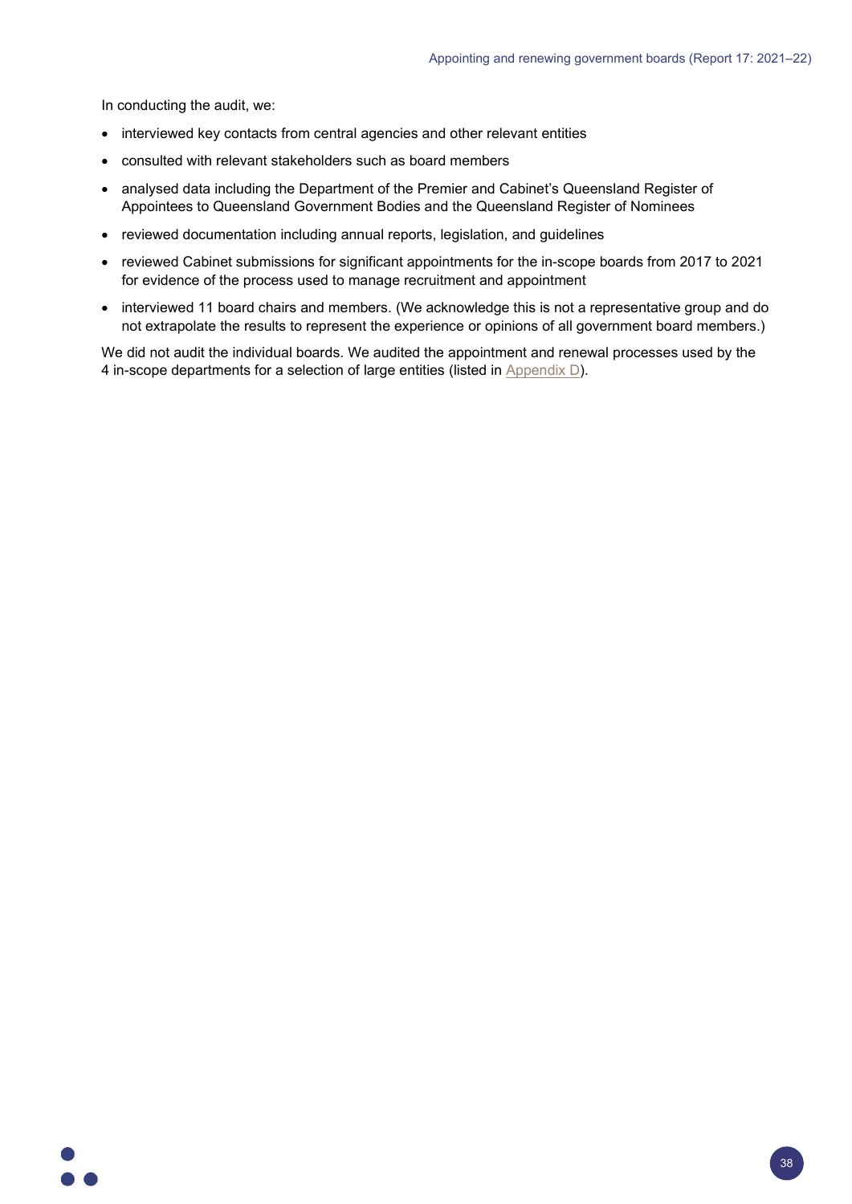In conducting the audit, we:

- interviewed key contacts from central agencies and other relevant entities
- consulted with relevant stakeholders such as board members
- analysed data including the Department of the Premier and Cabinet's Queensland Register of Appointees to Queensland Government Bodies and the Queensland Register of Nominees
- reviewed documentation including annual reports, legislation, and guidelines
- reviewed Cabinet submissions for significant appointments for the in-scope boards from 2017 to 2021 for evidence of the process used to manage recruitment and appointment
- interviewed 11 board chairs and members. (We acknowledge this is not a representative group and do not extrapolate the results to represent the experience or opinions of all government board members.)

We did not audit the individual boards. We audited the appointment and renewal processes used by the 4 in-scope departments for a selection of large entities (listed in Appendix D).